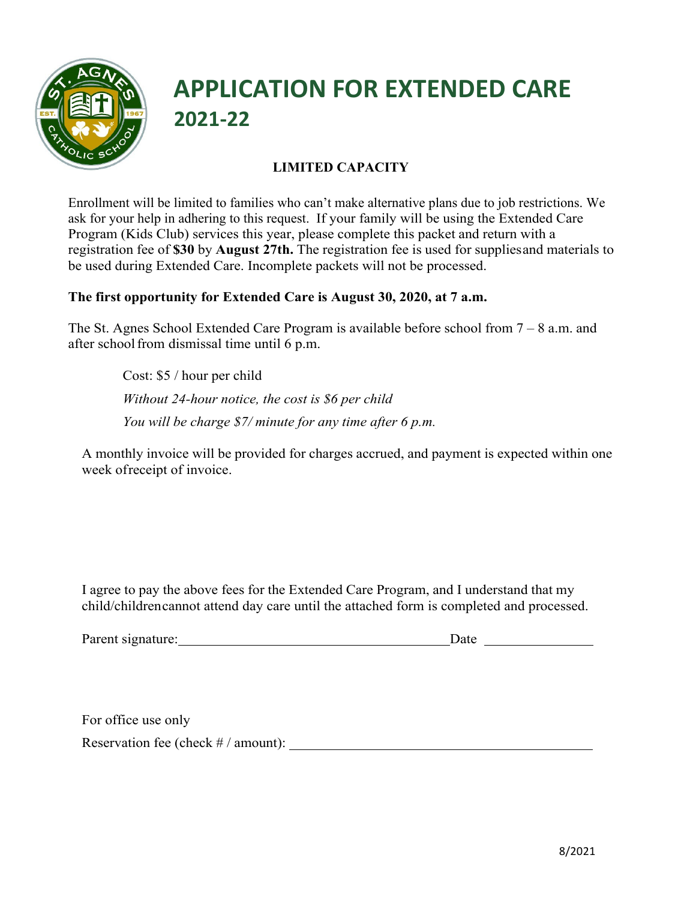# APPLICATION FOR EXTENDED CARE

## 2021-22

**LIMITED CAPACITY**

Enrollment will be limited to families who can't make alternative plans due to job restrictions. We ask for your help in adhering to this request. If your family will be using the Extended Care Program (Kids Club) services this year, please complete this packet and return with a registration fee of **$30** by **August 27th.** The registration fee is used for supplies and materials to be used during Extended Care. Incomplete packets will not be processed.

**The first opportunity for Extended Care is August 30, 2020, at 7 a.m.**

The St. Agnes School Extended Care Program is available before school from 7 – 8 a.m. and after school from dismissal time until 6 p.m.

Cost: $5 / hour per child

*Without 24-hour notice, the cost is $6 per child*

*You will be charge $7/ minute for any time after 6 p.m.*

A monthly invoice will be provided for charges accrued, and payment is expected within one week of receipt of invoice.

I agree to pay the above fees for the Extended Care Program, and I understand that my child/children cannot attend day care until the attached form is completed and processed.

Parent signature: \_\_\_\_\_\_\_\_\_\_\_\_\_\_\_\_\_\_\_\_\_\_\_\_\_\_\_\_\_\_\_\_\_\_\_\_\_\_ Date \_\_\_\_\_\_\_\_\_\_\_\_\_\_\_

For office use only

Reservation fee (check # / amount): \_\_\_\_\_\_\_\_\_\_\_\_\_\_\_\_\_\_\_\_\_\_\_\_\_\_\_\_\_\_\_\_\_\_\_\_\_\_\_\_\_\_

8/2021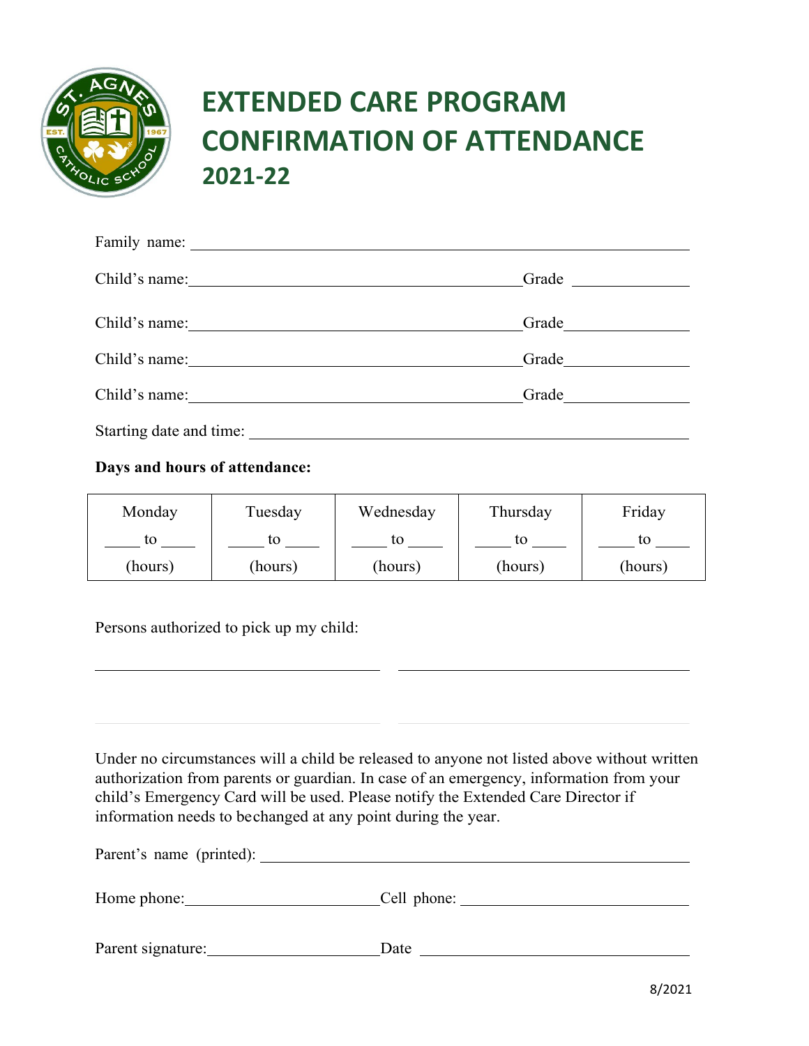# EXTENDED CARE PROGRAM CONFIRMATION OF ATTENDANCE 2021-22

Family name: ______________________________________________

Child's name: ______________________________ Grade __________

Child's name: ______________________________ Grade __________

Child's name: ______________________________ Grade __________

Child's name: ______________________________ Grade __________

Starting date and time: ______________________________________

**Days and hours of attendance:**

| Monday | Tuesday | Wednesday | Thursday | Friday |
|---|---|---|---|---|
| ____ to ____ | ____ to ____ | ____ to ____ | ____ to ____ | ____ to ____ |
| (hours) | (hours) | (hours) | (hours) | (hours) |

Persons authorized to pick up my child:

____________________________ ____________________________

____________________________ ____________________________

Under no circumstances will a child be released to anyone not listed above without written authorization from parents or guardian. In case of an emergency, information from your child's Emergency Card will be used. Please notify the Extended Care Director if information needs to bechanged at any point during the year.

Parent's name (printed): ______________________________________

Home phone: __________________ Cell phone: __________________

Parent signature: __________________ Date __________________

8/2021